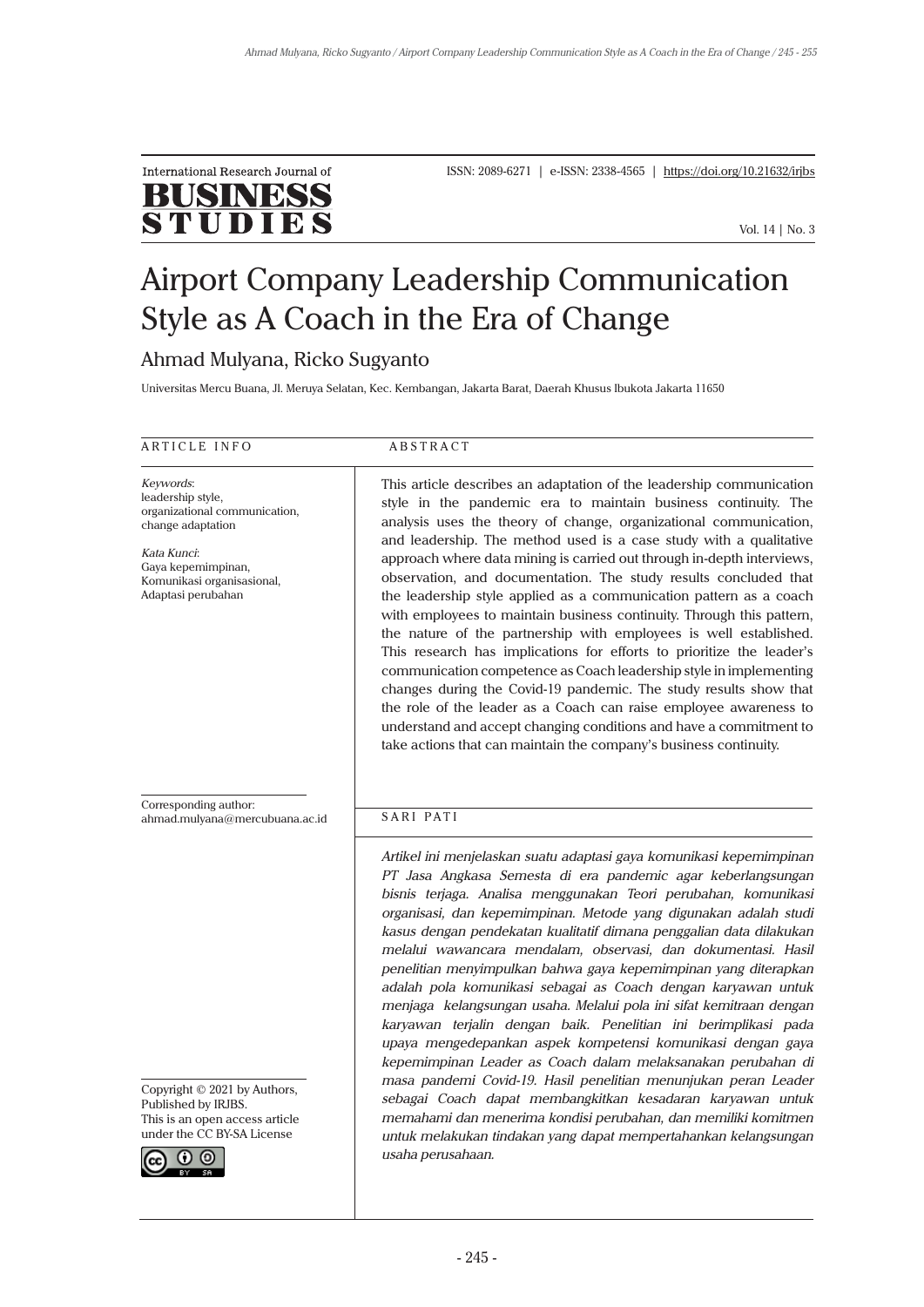International Research Journal of
**BUSINESS STUDIES**

ISSN: 2089-6271 | e-ISSN: 2338-4565 | https://doi.org/10.21632/irjbs

Vol. 14 | No. 3

# Airport Company Leadership Communication Style as A Coach in the Era of Change

Ahmad Mulyana, Ricko Sugyanto

Universitas Mercu Buana, Jl. Meruya Selatan, Kec. Kembangan, Jakarta Barat, Daerah Khusus Ibukota Jakarta 11650

## ARTICLE INFO

*Keywords*:
leadership style,
organizational communication,
change adaptation

*Kata Kunci*:
Gaya kepemimpinan,
Komunikasi organisasional,
Adaptasi perubahan

Corresponding author:
ahmad.mulyana@mercubuana.ac.id

Copyright © 2021 by Authors, Published by IRJBS.
This is an open access article under the CC BY-SA License

## ABSTRACT

This article describes an adaptation of the leadership communication style in the pandemic era to maintain business continuity. The analysis uses the theory of change, organizational communication, and leadership. The method used is a case study with a qualitative approach where data mining is carried out through in-depth interviews, observation, and documentation. The study results concluded that the leadership style applied as a communication pattern as a coach with employees to maintain business continuity. Through this pattern, the nature of the partnership with employees is well established. This research has implications for efforts to prioritize the leader's communication competence as Coach leadership style in implementing changes during the Covid-19 pandemic. The study results show that the role of the leader as a Coach can raise employee awareness to understand and accept changing conditions and have a commitment to take actions that can maintain the company's business continuity.

## SARI PATI

*Artikel ini menjelaskan suatu adaptasi gaya komunikasi kepemimpinan PT Jasa Angkasa Semesta di era pandemic agar keberlangsungan bisnis terjaga. Analisa menggunakan Teori perubahan, komunikasi organisasi, dan kepemimpinan. Metode yang digunakan adalah studi kasus dengan pendekatan kualitatif dimana penggalian data dilakukan melalui wawancara mendalam, observasi, dan dokumentasi. Hasil penelitian menyimpulkan bahwa gaya kepemimpinan yang diterapkan adalah pola komunikasi sebagai as Coach dengan karyawan untuk menjaga kelangsungan usaha. Melalui pola ini sifat kemitraan dengan karyawan terjalin dengan baik. Penelitian ini berimplikasi pada upaya mengedepankan aspek kompetensi komunikasi dengan gaya kepemimpinan Leader as Coach dalam melaksanakan perubahan di masa pandemi Covid-19. Hasil penelitian menunjukan peran Leader sebagai Coach dapat membangkitkan kesadaran karyawan untuk memahami dan menerima kondisi perubahan, dan memiliki komitmen untuk melakukan tindakan yang dapat mempertahankan kelangsungan usaha perusahaan.*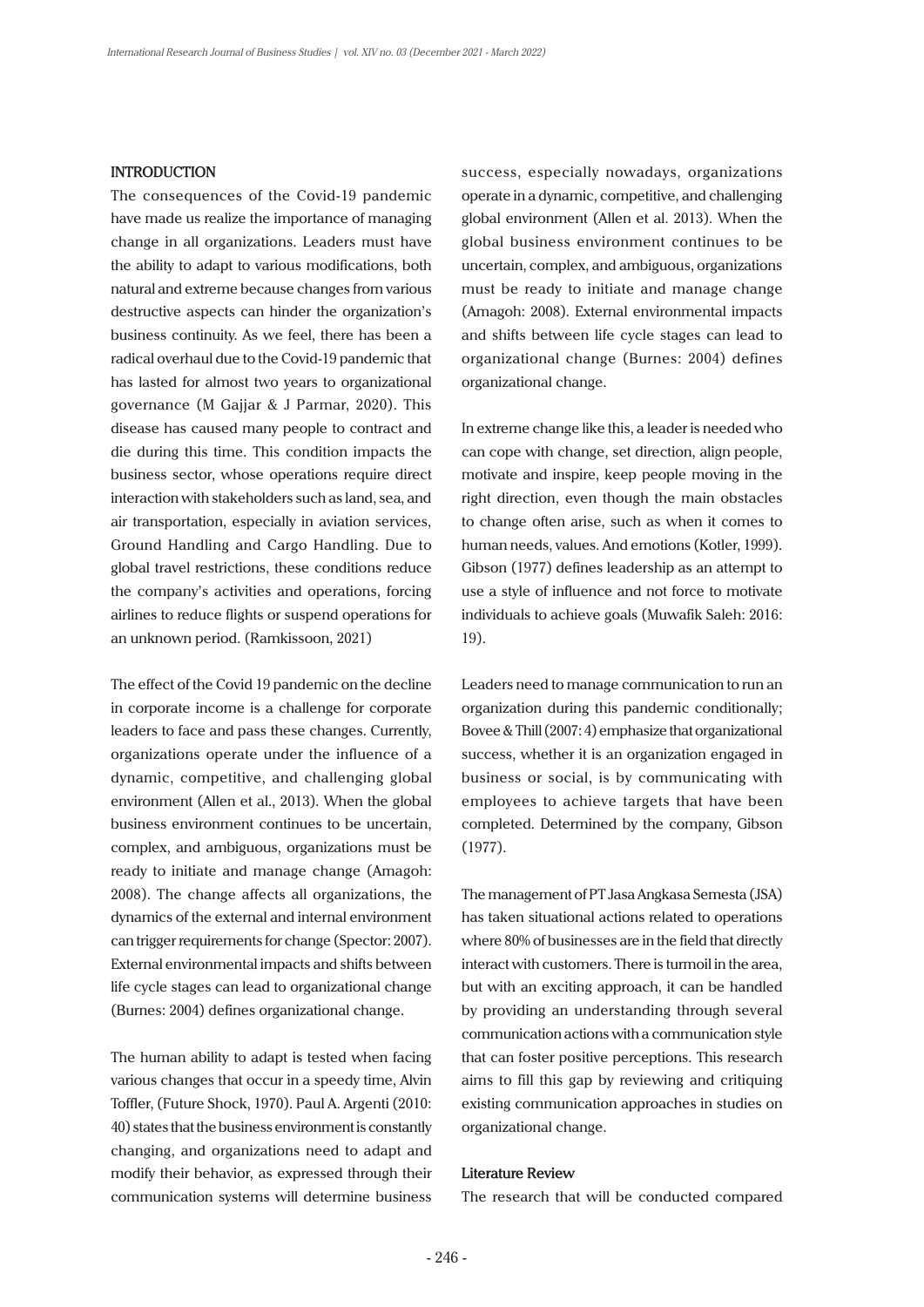## INTRODUCTION

The consequences of the Covid-19 pandemic have made us realize the importance of managing change in all organizations. Leaders must have the ability to adapt to various modifications, both natural and extreme because changes from various destructive aspects can hinder the organization's business continuity. As we feel, there has been a radical overhaul due to the Covid-19 pandemic that has lasted for almost two years to organizational governance (M Gajjar & J Parmar, 2020). This disease has caused many people to contract and die during this time. This condition impacts the business sector, whose operations require direct interaction with stakeholders such as land, sea, and air transportation, especially in aviation services, Ground Handling and Cargo Handling. Due to global travel restrictions, these conditions reduce the company's activities and operations, forcing airlines to reduce flights or suspend operations for an unknown period. (Ramkissoon, 2021)

The effect of the Covid 19 pandemic on the decline in corporate income is a challenge for corporate leaders to face and pass these changes. Currently, organizations operate under the influence of a dynamic, competitive, and challenging global environment (Allen et al., 2013). When the global business environment continues to be uncertain, complex, and ambiguous, organizations must be ready to initiate and manage change (Amagoh: 2008). The change affects all organizations, the dynamics of the external and internal environment can trigger requirements for change (Spector: 2007). External environmental impacts and shifts between life cycle stages can lead to organizational change (Burnes: 2004) defines organizational change.

The human ability to adapt is tested when facing various changes that occur in a speedy time, Alvin Toffler, (Future Shock, 1970). Paul A. Argenti (2010: 40) states that the business environment is constantly changing, and organizations need to adapt and modify their behavior, as expressed through their communication systems will determine business success, especially nowadays, organizations operate in a dynamic, competitive, and challenging global environment (Allen et al. 2013). When the global business environment continues to be uncertain, complex, and ambiguous, organizations must be ready to initiate and manage change (Amagoh: 2008). External environmental impacts and shifts between life cycle stages can lead to organizational change (Burnes: 2004) defines organizational change.

In extreme change like this, a leader is needed who can cope with change, set direction, align people, motivate and inspire, keep people moving in the right direction, even though the main obstacles to change often arise, such as when it comes to human needs, values. And emotions (Kotler, 1999). Gibson (1977) defines leadership as an attempt to use a style of influence and not force to motivate individuals to achieve goals (Muwafik Saleh: 2016: 19).

Leaders need to manage communication to run an organization during this pandemic conditionally; Bovee & Thill (2007: 4) emphasize that organizational success, whether it is an organization engaged in business or social, is by communicating with employees to achieve targets that have been completed. Determined by the company, Gibson (1977).

The management of PT Jasa Angkasa Semesta (JSA) has taken situational actions related to operations where 80% of businesses are in the field that directly interact with customers. There is turmoil in the area, but with an exciting approach, it can be handled by providing an understanding through several communication actions with a communication style that can foster positive perceptions. This research aims to fill this gap by reviewing and critiquing existing communication approaches in studies on organizational change.

### Literature Review

The research that will be conducted compared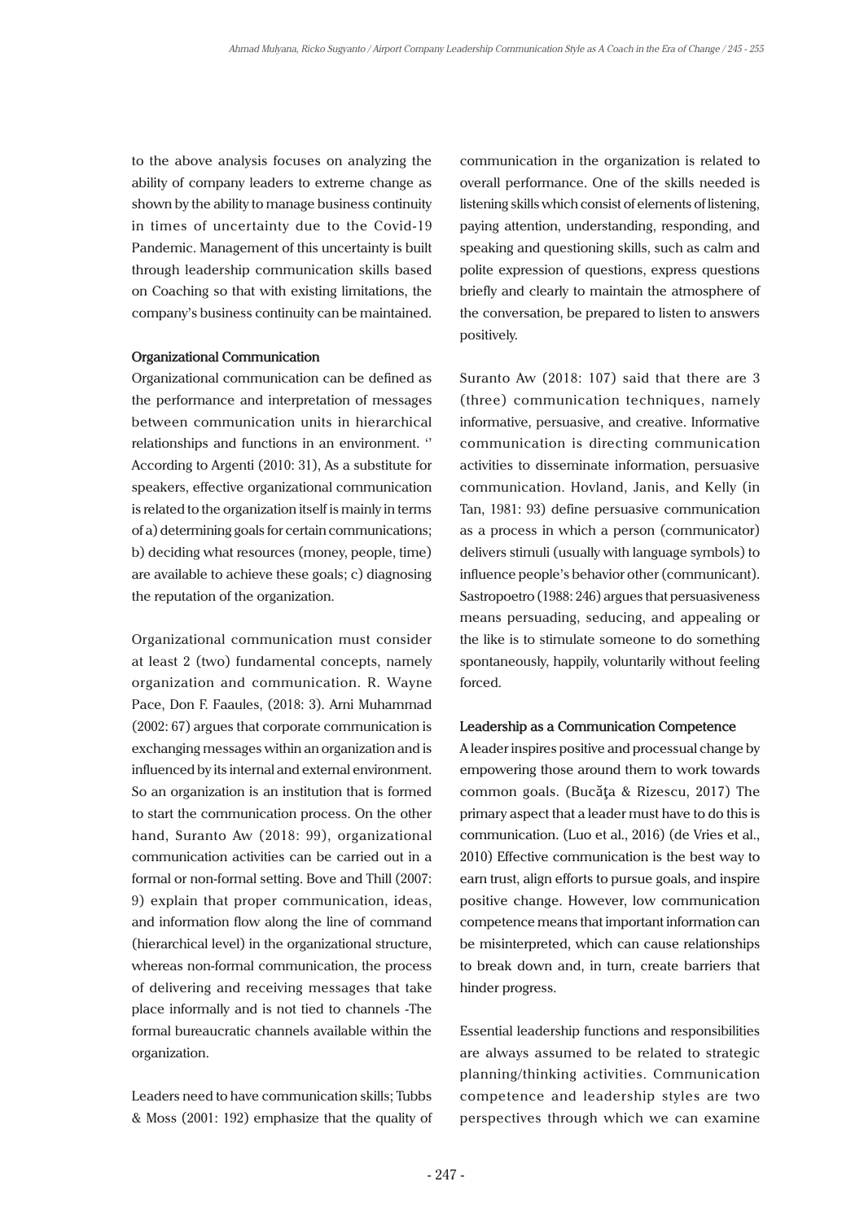to the above analysis focuses on analyzing the ability of company leaders to extreme change as shown by the ability to manage business continuity in times of uncertainty due to the Covid-19 Pandemic. Management of this uncertainty is built through leadership communication skills based on Coaching so that with existing limitations, the company's business continuity can be maintained.

### Organizational Communication

Organizational communication can be defined as the performance and interpretation of messages between communication units in hierarchical relationships and functions in an environment. '' According to Argenti (2010: 31), As a substitute for speakers, effective organizational communication is related to the organization itself is mainly in terms of a) determining goals for certain communications; b) deciding what resources (money, people, time) are available to achieve these goals; c) diagnosing the reputation of the organization.

Organizational communication must consider at least 2 (two) fundamental concepts, namely organization and communication. R. Wayne Pace, Don F. Faaules, (2018: 3). Arni Muhammad (2002: 67) argues that corporate communication is exchanging messages within an organization and is influenced by its internal and external environment. So an organization is an institution that is formed to start the communication process. On the other hand, Suranto Aw (2018: 99), organizational communication activities can be carried out in a formal or non-formal setting. Bove and Thill (2007: 9) explain that proper communication, ideas, and information flow along the line of command (hierarchical level) in the organizational structure, whereas non-formal communication, the process of delivering and receiving messages that take place informally and is not tied to channels -The formal bureaucratic channels available within the organization.

Leaders need to have communication skills; Tubbs & Moss (2001: 192) emphasize that the quality of communication in the organization is related to overall performance. One of the skills needed is listening skills which consist of elements of listening, paying attention, understanding, responding, and speaking and questioning skills, such as calm and polite expression of questions, express questions briefly and clearly to maintain the atmosphere of the conversation, be prepared to listen to answers positively.

Suranto Aw (2018: 107) said that there are 3 (three) communication techniques, namely informative, persuasive, and creative. Informative communication is directing communication activities to disseminate information, persuasive communication. Hovland, Janis, and Kelly (in Tan, 1981: 93) define persuasive communication as a process in which a person (communicator) delivers stimuli (usually with language symbols) to influence people's behavior other (communicant). Sastropoetro (1988: 246) argues that persuasiveness means persuading, seducing, and appealing or the like is to stimulate someone to do something spontaneously, happily, voluntarily without feeling forced.

### Leadership as a Communication Competence

A leader inspires positive and processual change by empowering those around them to work towards common goals. (Bucăţa & Rizescu, 2017) The primary aspect that a leader must have to do this is communication. (Luo et al., 2016) (de Vries et al., 2010) Effective communication is the best way to earn trust, align efforts to pursue goals, and inspire positive change. However, low communication competence means that important information can be misinterpreted, which can cause relationships to break down and, in turn, create barriers that hinder progress.

Essential leadership functions and responsibilities are always assumed to be related to strategic planning/thinking activities. Communication competence and leadership styles are two perspectives through which we can examine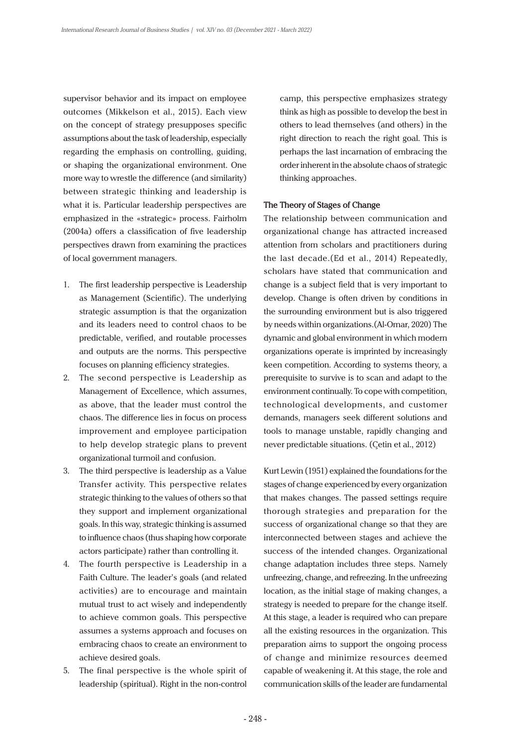supervisor behavior and its impact on employee outcomes (Mikkelson et al., 2015). Each view on the concept of strategy presupposes specific assumptions about the task of leadership, especially regarding the emphasis on controlling, guiding, or shaping the organizational environment. One more way to wrestle the difference (and similarity) between strategic thinking and leadership is what it is. Particular leadership perspectives are emphasized in the «strategic» process. Fairholm (2004a) offers a classification of five leadership perspectives drawn from examining the practices of local government managers.

1. The first leadership perspective is Leadership as Management (Scientific). The underlying strategic assumption is that the organization and its leaders need to control chaos to be predictable, verified, and routable processes and outputs are the norms. This perspective focuses on planning efficiency strategies.
2. The second perspective is Leadership as Management of Excellence, which assumes, as above, that the leader must control the chaos. The difference lies in focus on process improvement and employee participation to help develop strategic plans to prevent organizational turmoil and confusion.
3. The third perspective is leadership as a Value Transfer activity. This perspective relates strategic thinking to the values of others so that they support and implement organizational goals. In this way, strategic thinking is assumed to influence chaos (thus shaping how corporate actors participate) rather than controlling it.
4. The fourth perspective is Leadership in a Faith Culture. The leader's goals (and related activities) are to encourage and maintain mutual trust to act wisely and independently to achieve common goals. This perspective assumes a systems approach and focuses on embracing chaos to create an environment to achieve desired goals.
5. The final perspective is the whole spirit of leadership (spiritual). Right in the non-control camp, this perspective emphasizes strategy think as high as possible to develop the best in others to lead themselves (and others) in the right direction to reach the right goal. This is perhaps the last incarnation of embracing the order inherent in the absolute chaos of strategic thinking approaches.

**The Theory of Stages of Change**

The relationship between communication and organizational change has attracted increased attention from scholars and practitioners during the last decade.(Ed et al., 2014) Repeatedly, scholars have stated that communication and change is a subject field that is very important to develop. Change is often driven by conditions in the surrounding environment but is also triggered by needs within organizations.(Al-Omar, 2020) The dynamic and global environment in which modern organizations operate is imprinted by increasingly keen competition. According to systems theory, a prerequisite to survive is to scan and adapt to the environment continually. To cope with competition, technological developments, and customer demands, managers seek different solutions and tools to manage unstable, rapidly changing and never predictable situations. (Çetin et al., 2012)

Kurt Lewin (1951) explained the foundations for the stages of change experienced by every organization that makes changes. The passed settings require thorough strategies and preparation for the success of organizational change so that they are interconnected between stages and achieve the success of the intended changes. Organizational change adaptation includes three steps. Namely unfreezing, change, and refreezing. In the unfreezing location, as the initial stage of making changes, a strategy is needed to prepare for the change itself. At this stage, a leader is required who can prepare all the existing resources in the organization. This preparation aims to support the ongoing process of change and minimize resources deemed capable of weakening it. At this stage, the role and communication skills of the leader are fundamental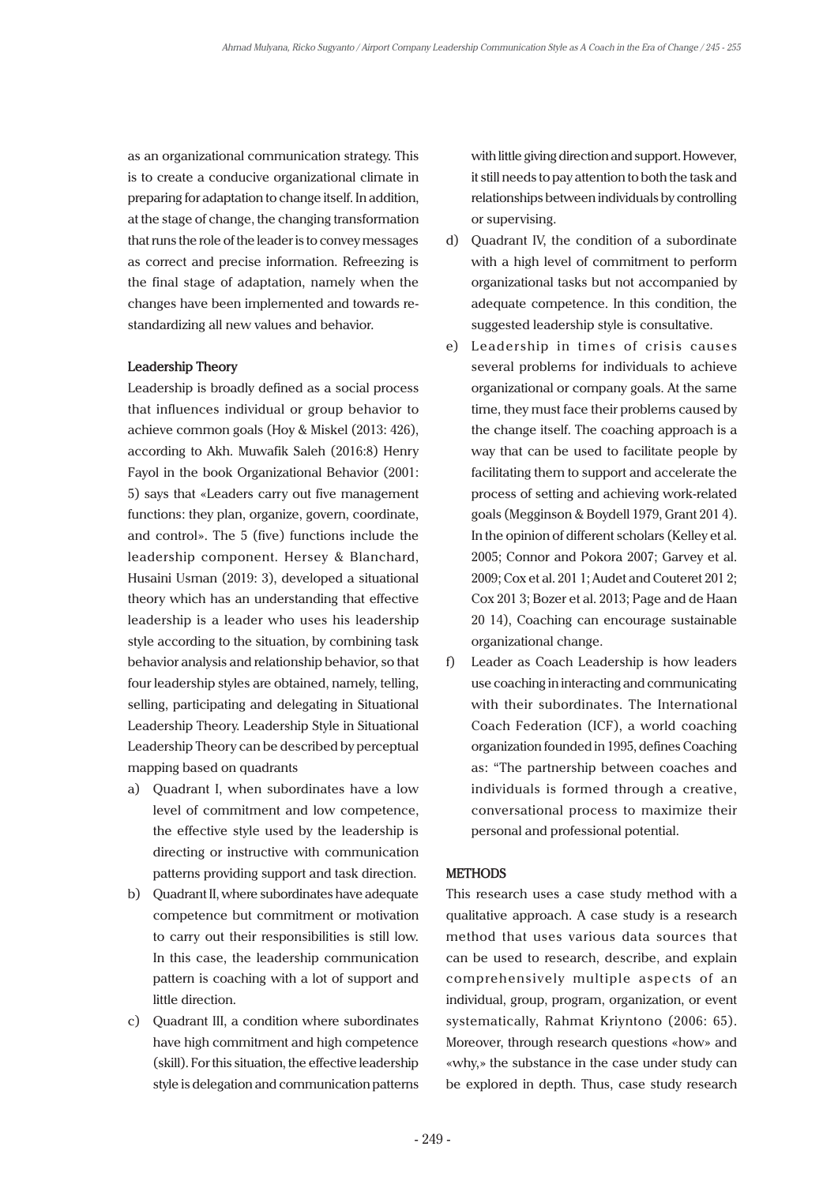as an organizational communication strategy. This is to create a conducive organizational climate in preparing for adaptation to change itself. In addition, at the stage of change, the changing transformation that runs the role of the leader is to convey messages as correct and precise information. Refreezing is the final stage of adaptation, namely when the changes have been implemented and towards re-standardizing all new values and behavior.

### Leadership Theory

Leadership is broadly defined as a social process that influences individual or group behavior to achieve common goals (Hoy & Miskel (2013: 426), according to Akh. Muwafik Saleh (2016:8) Henry Fayol in the book Organizational Behavior (2001: 5) says that «Leaders carry out five management functions: they plan, organize, govern, coordinate, and control». The 5 (five) functions include the leadership component. Hersey & Blanchard, Husaini Usman (2019: 3), developed a situational theory which has an understanding that effective leadership is a leader who uses his leadership style according to the situation, by combining task behavior analysis and relationship behavior, so that four leadership styles are obtained, namely, telling, selling, participating and delegating in Situational Leadership Theory. Leadership Style in Situational Leadership Theory can be described by perceptual mapping based on quadrants

a) Quadrant I, when subordinates have a low level of commitment and low competence, the effective style used by the leadership is directing or instructive with communication patterns providing support and task direction.
b) Quadrant II, where subordinates have adequate competence but commitment or motivation to carry out their responsibilities is still low. In this case, the leadership communication pattern is coaching with a lot of support and little direction.
c) Quadrant III, a condition where subordinates have high commitment and high competence (skill). For this situation, the effective leadership style is delegation and communication patterns with little giving direction and support. However, it still needs to pay attention to both the task and relationships between individuals by controlling or supervising.
d) Quadrant IV, the condition of a subordinate with a high level of commitment to perform organizational tasks but not accompanied by adequate competence. In this condition, the suggested leadership style is consultative.
e) Leadership in times of crisis causes several problems for individuals to achieve organizational or company goals. At the same time, they must face their problems caused by the change itself. The coaching approach is a way that can be used to facilitate people by facilitating them to support and accelerate the process of setting and achieving work-related goals (Megginson & Boydell 1979, Grant 201 4). In the opinion of different scholars (Kelley et al. 2005; Connor and Pokora 2007; Garvey et al. 2009; Cox et al. 201 1; Audet and Couteret 201 2; Cox 201 3; Bozer et al. 2013; Page and de Haan 20 14), Coaching can encourage sustainable organizational change.
f) Leader as Coach Leadership is how leaders use coaching in interacting and communicating with their subordinates. The International Coach Federation (ICF), a world coaching organization founded in 1995, defines Coaching as: "The partnership between coaches and individuals is formed through a creative, conversational process to maximize their personal and professional potential.

## METHODS

This research uses a case study method with a qualitative approach. A case study is a research method that uses various data sources that can be used to research, describe, and explain comprehensively multiple aspects of an individual, group, program, organization, or event systematically, Rahmat Kriyntono (2006: 65). Moreover, through research questions «how» and «why,» the substance in the case under study can be explored in depth. Thus, case study research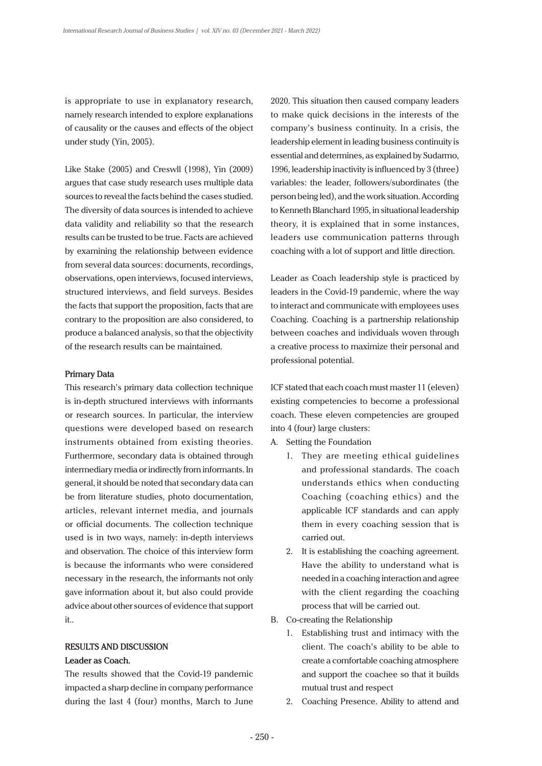is appropriate to use in explanatory research, namely research intended to explore explanations of causality or the causes and effects of the object under study (Yin, 2005).

Like Stake (2005) and Creswll (1998), Yin (2009) argues that case study research uses multiple data sources to reveal the facts behind the cases studied. The diversity of data sources is intended to achieve data validity and reliability so that the research results can be trusted to be true. Facts are achieved by examining the relationship between evidence from several data sources: documents, recordings, observations, open interviews, focused interviews, structured interviews, and field surveys. Besides the facts that support the proposition, facts that are contrary to the proposition are also considered, to produce a balanced analysis, so that the objectivity of the research results can be maintained.

**Primary Data**

This research's primary data collection technique is in-depth structured interviews with informants or research sources. In particular, the interview questions were developed based on research instruments obtained from existing theories. Furthermore, secondary data is obtained through intermediary media or indirectly from informants. In general, it should be noted that secondary data can be from literature studies, photo documentation, articles, relevant internet media, and journals or official documents. The collection technique used is in two ways, namely: in-depth interviews and observation. The choice of this interview form is because the informants who were considered necessary in the research, the informants not only gave information about it, but also could provide advice about other sources of evidence that support it..

## RESULTS AND DISCUSSION

### Leader as Coach.

The results showed that the Covid-19 pandemic impacted a sharp decline in company performance during the last 4 (four) months, March to June 2020. This situation then caused company leaders to make quick decisions in the interests of the company's business continuity. In a crisis, the leadership element in leading business continuity is essential and determines, as explained by Sudarmo, 1996, leadership inactivity is influenced by 3 (three) variables: the leader, followers/subordinates (the person being led), and the work situation. According to Kenneth Blanchard 1995, in situational leadership theory, it is explained that in some instances, leaders use communication patterns through coaching with a lot of support and little direction.

Leader as Coach leadership style is practiced by leaders in the Covid-19 pandemic, where the way to interact and communicate with employees uses Coaching. Coaching is a partnership relationship between coaches and individuals woven through a creative process to maximize their personal and professional potential.

ICF stated that each coach must master 11 (eleven) existing competencies to become a professional coach. These eleven competencies are grouped into 4 (four) large clusters:

A. Setting the Foundation
   1. They are meeting ethical guidelines and professional standards. The coach understands ethics when conducting Coaching (coaching ethics) and the applicable ICF standards and can apply them in every coaching session that is carried out.
   2. It is establishing the coaching agreement. Have the ability to understand what is needed in a coaching interaction and agree with the client regarding the coaching process that will be carried out.

B. Co-creating the Relationship
   1. Establishing trust and intimacy with the client. The coach's ability to be able to create a comfortable coaching atmosphere and support the coachee so that it builds mutual trust and respect
   2. Coaching Presence. Ability to attend and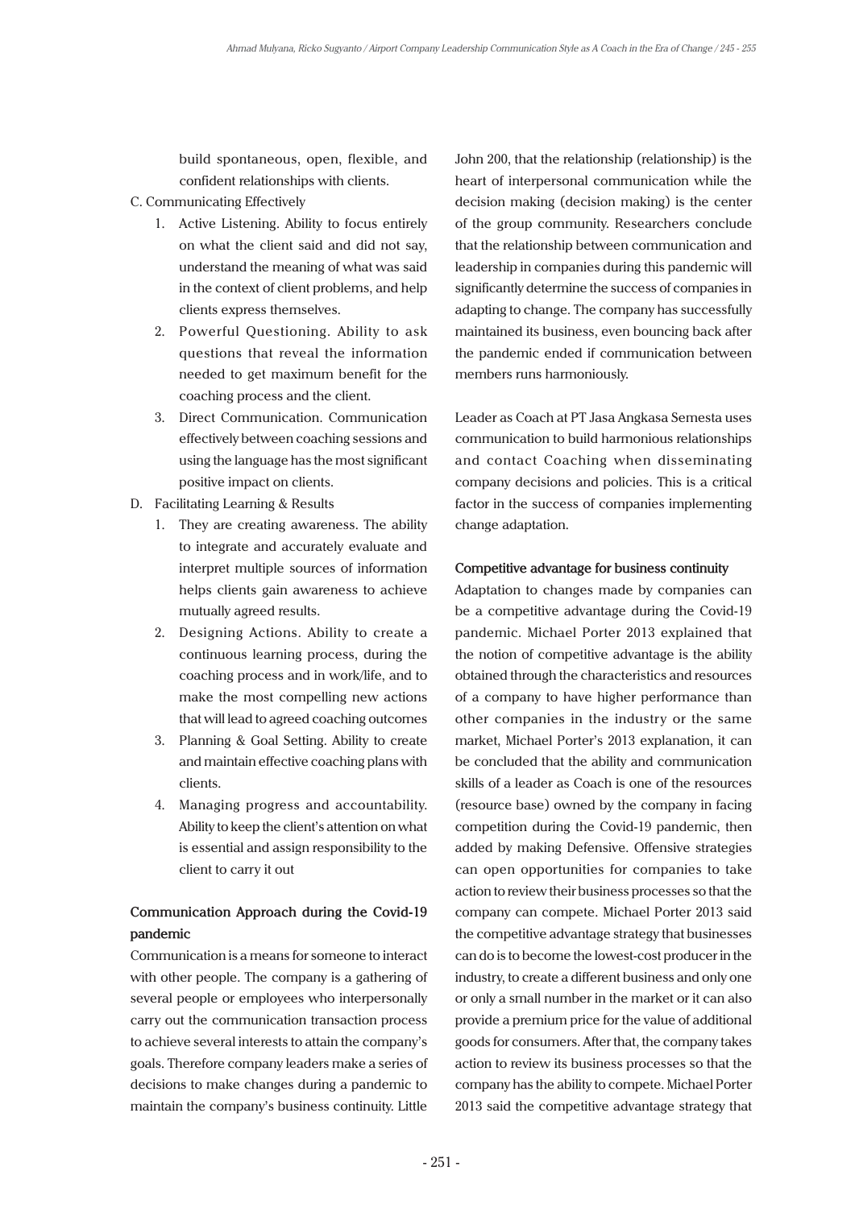build spontaneous, open, flexible, and confident relationships with clients.

C. Communicating Effectively
   1. Active Listening. Ability to focus entirely on what the client said and did not say, understand the meaning of what was said in the context of client problems, and help clients express themselves.
   2. Powerful Questioning. Ability to ask questions that reveal the information needed to get maximum benefit for the coaching process and the client.
   3. Direct Communication. Communication effectively between coaching sessions and using the language has the most significant positive impact on clients.

D. Facilitating Learning & Results
   1. They are creating awareness. The ability to integrate and accurately evaluate and interpret multiple sources of information helps clients gain awareness to achieve mutually agreed results.
   2. Designing Actions. Ability to create a continuous learning process, during the coaching process and in work/life, and to make the most compelling new actions that will lead to agreed coaching outcomes
   3. Planning & Goal Setting. Ability to create and maintain effective coaching plans with clients.
   4. Managing progress and accountability. Ability to keep the client's attention on what is essential and assign responsibility to the client to carry it out

**Communication Approach during the Covid-19 pandemic**

Communication is a means for someone to interact with other people. The company is a gathering of several people or employees who interpersonally carry out the communication transaction process to achieve several interests to attain the company's goals. Therefore company leaders make a series of decisions to make changes during a pandemic to maintain the company's business continuity. Little John 200, that the relationship (relationship) is the heart of interpersonal communication while the decision making (decision making) is the center of the group community. Researchers conclude that the relationship between communication and leadership in companies during this pandemic will significantly determine the success of companies in adapting to change. The company has successfully maintained its business, even bouncing back after the pandemic ended if communication between members runs harmoniously.

Leader as Coach at PT Jasa Angkasa Semesta uses communication to build harmonious relationships and contact Coaching when disseminating company decisions and policies. This is a critical factor in the success of companies implementing change adaptation.

**Competitive advantage for business continuity**

Adaptation to changes made by companies can be a competitive advantage during the Covid-19 pandemic. Michael Porter 2013 explained that the notion of competitive advantage is the ability obtained through the characteristics and resources of a company to have higher performance than other companies in the industry or the same market, Michael Porter's 2013 explanation, it can be concluded that the ability and communication skills of a leader as Coach is one of the resources (resource base) owned by the company in facing competition during the Covid-19 pandemic, then added by making Defensive. Offensive strategies can open opportunities for companies to take action to review their business processes so that the company can compete. Michael Porter 2013 said the competitive advantage strategy that businesses can do is to become the lowest-cost producer in the industry, to create a different business and only one or only a small number in the market or it can also provide a premium price for the value of additional goods for consumers. After that, the company takes action to review its business processes so that the company has the ability to compete. Michael Porter 2013 said the competitive advantage strategy that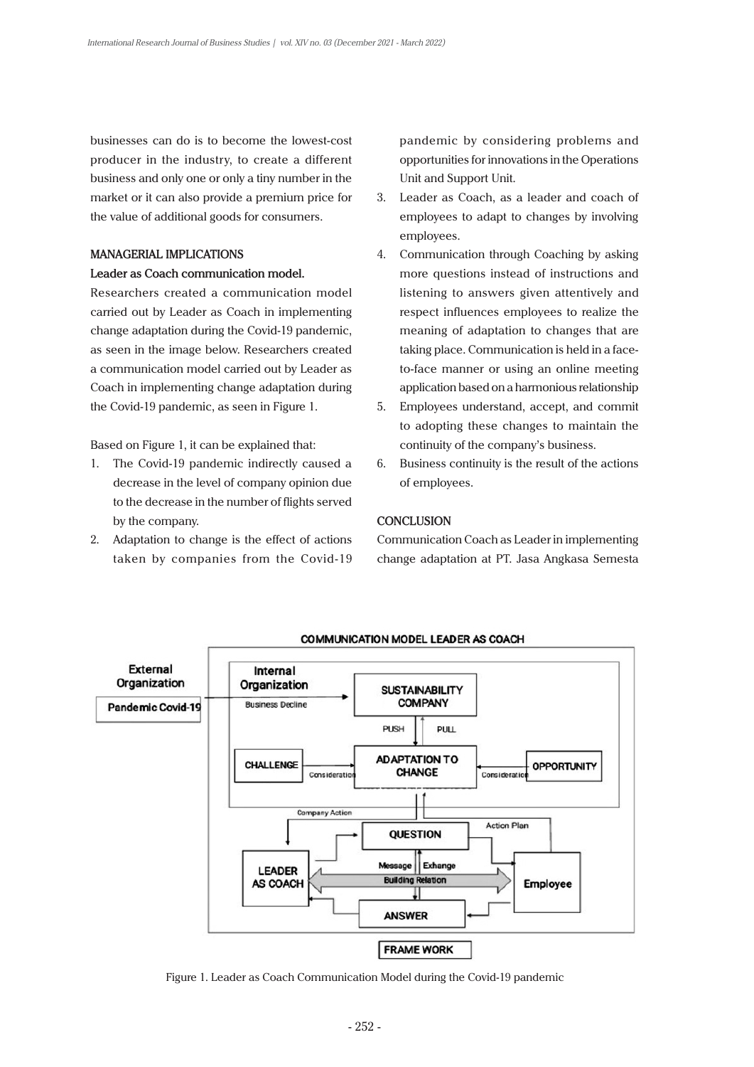businesses can do is to become the lowest-cost producer in the industry, to create a different business and only one or only a tiny number in the market or it can also provide a premium price for the value of additional goods for consumers.

## MANAGERIAL IMPLICATIONS

### Leader as Coach communication model.

Researchers created a communication model carried out by Leader as Coach in implementing change adaptation during the Covid-19 pandemic, as seen in the image below. Researchers created a communication model carried out by Leader as Coach in implementing change adaptation during the Covid-19 pandemic, as seen in Figure 1.

Based on Figure 1, it can be explained that:

1. The Covid-19 pandemic indirectly caused a decrease in the level of company opinion due to the decrease in the number of flights served by the company.
2. Adaptation to change is the effect of actions taken by companies from the Covid-19 pandemic by considering problems and opportunities for innovations in the Operations Unit and Support Unit.
3. Leader as Coach, as a leader and coach of employees to adapt to changes by involving employees.
4. Communication through Coaching by asking more questions instead of instructions and listening to answers given attentively and respect influences employees to realize the meaning of adaptation to changes that are taking place. Communication is held in a face-to-face manner or using an online meeting application based on a harmonious relationship
5. Employees understand, accept, and commit to adopting these changes to maintain the continuity of the company's business.
6. Business continuity is the result of the actions of employees.

## CONCLUSION

Communication Coach as Leader in implementing change adaptation at PT. Jasa Angkasa Semesta

Figure 1. Leader as Coach Communication Model during the Covid-19 pandemic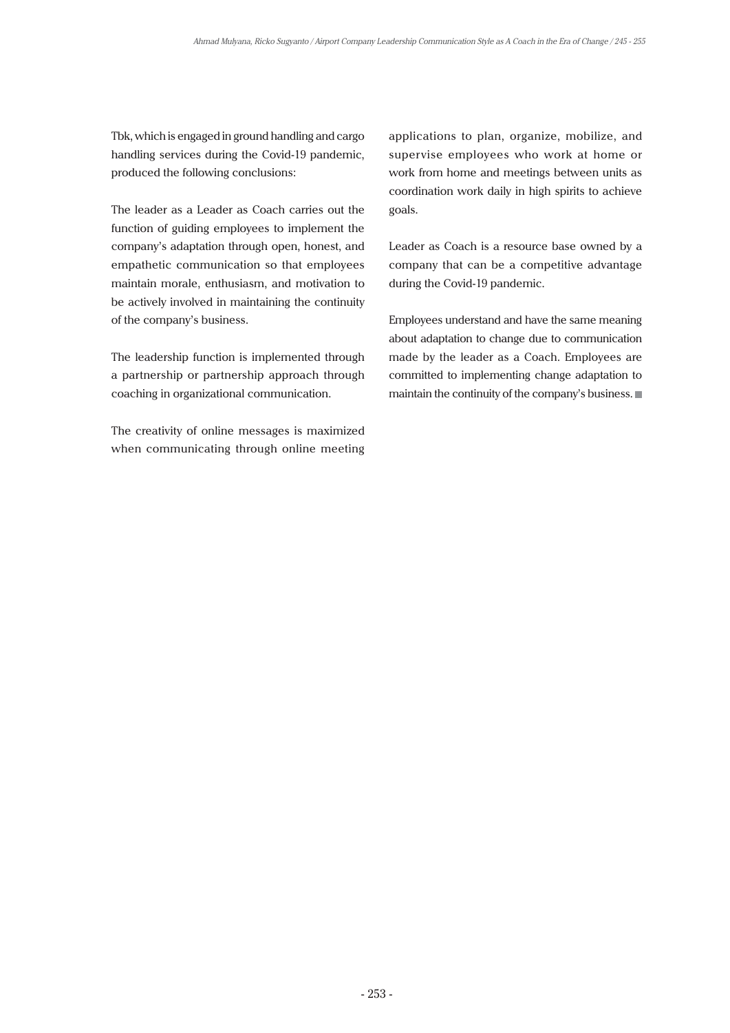Tbk, which is engaged in ground handling and cargo handling services during the Covid-19 pandemic, produced the following conclusions:

The leader as a Leader as Coach carries out the function of guiding employees to implement the company's adaptation through open, honest, and empathetic communication so that employees maintain morale, enthusiasm, and motivation to be actively involved in maintaining the continuity of the company's business.

The leadership function is implemented through a partnership or partnership approach through coaching in organizational communication.

The creativity of online messages is maximized when communicating through online meeting applications to plan, organize, mobilize, and supervise employees who work at home or work from home and meetings between units as coordination work daily in high spirits to achieve goals.

Leader as Coach is a resource base owned by a company that can be a competitive advantage during the Covid-19 pandemic.

Employees understand and have the same meaning about adaptation to change due to communication made by the leader as a Coach. Employees are committed to implementing change adaptation to maintain the continuity of the company's business. ■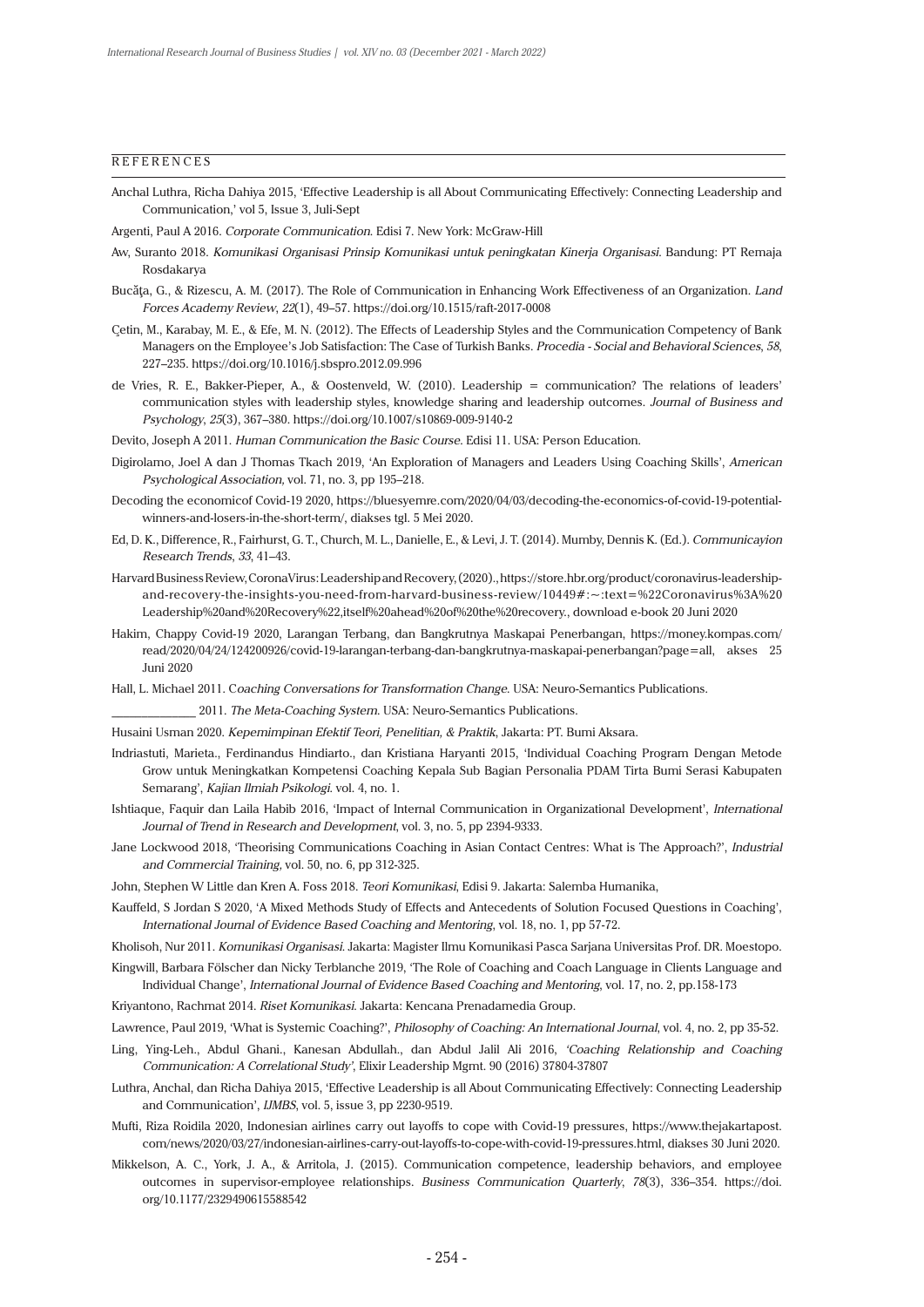## REFERENCES

Anchal Luthra, Richa Dahiya 2015, 'Effective Leadership is all About Communicating Effectively: Connecting Leadership and Communication,' vol 5, Issue 3, Juli-Sept

Argenti, Paul A 2016. *Corporate Communication*. Edisi 7. New York: McGraw-Hill

Aw, Suranto 2018. *Komunikasi Organisasi Prinsip Komunikasi untuk peningkatan Kinerja Organisasi*. Bandung: PT Remaja Rosdakarya

Bucăţa, G., & Rizescu, A. M. (2017). The Role of Communication in Enhancing Work Effectiveness of an Organization. *Land Forces Academy Review*, *22*(1), 49–57. https://doi.org/10.1515/raft-2017-0008

Çetin, M., Karabay, M. E., & Efe, M. N. (2012). The Effects of Leadership Styles and the Communication Competency of Bank Managers on the Employee's Job Satisfaction: The Case of Turkish Banks. *Procedia - Social and Behavioral Sciences*, *58*, 227–235. https://doi.org/10.1016/j.sbspro.2012.09.996

de Vries, R. E., Bakker-Pieper, A., & Oostenveld, W. (2010). Leadership = communication? The relations of leaders' communication styles with leadership styles, knowledge sharing and leadership outcomes. *Journal of Business and Psychology*, *25*(3), 367–380. https://doi.org/10.1007/s10869-009-9140-2

Devito, Joseph A 2011. *Human Communication the Basic Course*. Edisi 11. USA: Person Education.

Digirolamo, Joel A dan J Thomas Tkach 2019, 'An Exploration of Managers and Leaders Using Coaching Skills', *American Psychological Association,* vol. 71, no. 3, pp 195–218.

Decoding the economicof Covid-19 2020, https://bluesyemre.com/2020/04/03/decoding-the-economics-of-covid-19-potential-winners-and-losers-in-the-short-term/, diakses tgl. 5 Mei 2020.

Ed, D. K., Difference, R., Fairhurst, G. T., Church, M. L., Danielle, E., & Levi, J. T. (2014). Mumby, Dennis K. (Ed.). *Communicayion Research Trends*, *33*, 41–43.

Harvard Business Review, CoronaVirus: Leadership and Recovery, (2020)., https://store.hbr.org/product/coronavirus-leadership-and-recovery-the-insights-you-need-from-harvard-business-review/10449#:~:text=%22Coronavirus%3A%20 Leadership%20and%20Recovery%22,itself%20ahead%20of%20the%20recovery., download e-book 20 Juni 2020

Hakim, Chappy Covid-19 2020, Larangan Terbang, dan Bangkrutnya Maskapai Penerbangan, https://money.kompas.com/read/2020/04/24/124200926/covid-19-larangan-terbang-dan-bangkrutnya-maskapai-penerbangan?page=all, akses 25 Juni 2020

Hall, L. Michael 2011. C*oaching Conversations for Transformation Change*. USA: Neuro-Semantics Publications.

_____________ 2011. *The Meta-Coaching System*. USA: Neuro-Semantics Publications.

Husaini Usman 2020. *Kepemimpinan Efektif Teori, Penelitian, & Praktik*, Jakarta: PT. Bumi Aksara.

Indriastuti, Marieta., Ferdinandus Hindiarto., dan Kristiana Haryanti 2015, 'Individual Coaching Program Dengan Metode Grow untuk Meningkatkan Kompetensi Coaching Kepala Sub Bagian Personalia PDAM Tirta Bumi Serasi Kabupaten Semarang', *Kajian Ilmiah Psikologi.* vol. 4, no. 1.

Ishtiaque, Faquir dan Laila Habib 2016, 'Impact of Internal Communication in Organizational Development', *International Journal of Trend in Research and Development*, vol. 3, no. 5, pp 2394-9333.

Jane Lockwood 2018, 'Theorising Communications Coaching in Asian Contact Centres: What is The Approach?', *Industrial and Commercial Training,* vol. 50, no. 6, pp 312-325.

John, Stephen W Little dan Kren A. Foss 2018. *Teori Komunikasi*, Edisi 9. Jakarta: Salemba Humanika,

Kauffeld, S Jordan S 2020, 'A Mixed Methods Study of Effects and Antecedents of Solution Focused Questions in Coaching', *International Journal of Evidence Based Coaching and Mentoring*, vol. 18, no. 1, pp 57-72.

Kholisoh, Nur 2011. *Komunikasi Organisasi*. Jakarta: Magister Ilmu Komunikasi Pasca Sarjana Universitas Prof. DR. Moestopo.

Kingwill, Barbara Fölscher dan Nicky Terblanche 2019, 'The Role of Coaching and Coach Language in Clients Language and Individual Change', *International Journal of Evidence Based Coaching and Mentoring*, vol. 17, no. 2, pp.158-173

Kriyantono, Rachmat 2014. *Riset Komunikasi*. Jakarta: Kencana Prenadamedia Group.

Lawrence, Paul 2019, 'What is Systemic Coaching?', *Philosophy of Coaching: An International Journal*, vol. 4, no. 2, pp 35-52.

Ling, Ying-Leh., Abdul Ghani., Kanesan Abdullah., dan Abdul Jalil Ali 2016, *'Coaching Relationship and Coaching Communication: A Correlational Study'*, Elixir Leadership Mgmt. 90 (2016) 37804-37807

Luthra, Anchal, dan Richa Dahiya 2015, 'Effective Leadership is all About Communicating Effectively: Connecting Leadership and Communication', *IJMBS*, vol. 5, issue 3, pp 2230-9519.

Mufti, Riza Roidila 2020, Indonesian airlines carry out layoffs to cope with Covid-19 pressures, https://www.thejakartapost.com/news/2020/03/27/indonesian-airlines-carry-out-layoffs-to-cope-with-covid-19-pressures.html, diakses 30 Juni 2020.

Mikkelson, A. C., York, J. A., & Arritola, J. (2015). Communication competence, leadership behaviors, and employee outcomes in supervisor-employee relationships. *Business Communication Quarterly*, *78*(3), 336–354. https://doi.org/10.1177/2329490615588542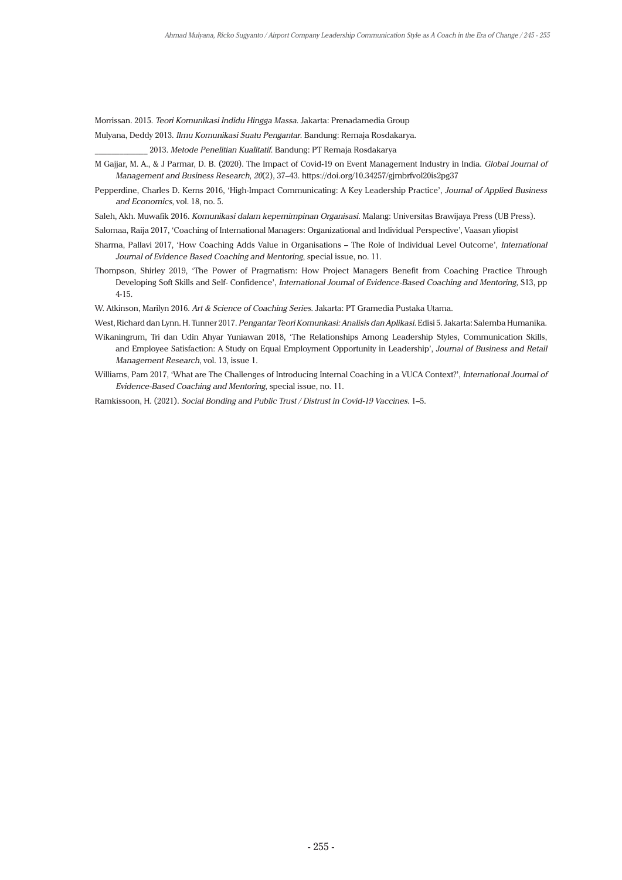Morrissan. 2015. *Teori Komunikasi Indidu Hingga Massa*. Jakarta: Prenadamedia Group

Mulyana, Deddy 2013. *Ilmu Komunikasi Suatu Pengantar*. Bandung: Remaja Rosdakarya.

_____________ 2013. *Metode Penelitian Kualitatif*. Bandung: PT Remaja Rosdakarya

M Gajjar, M. A., & J Parmar, D. B. (2020). The Impact of Covid-19 on Event Management Industry in India. *Global Journal of Management and Business Research*, *20*(2), 37–43. https://doi.org/10.34257/gjmbrfvol20is2pg37

Pepperdine, Charles D. Kerns 2016, 'High-Impact Communicating: A Key Leadership Practice', *Journal of Applied Business and Economics*, vol. 18, no. 5.

Saleh, Akh. Muwafik 2016. *Komunikasi dalam kepemimpinan Organisasi*. Malang: Universitas Brawijaya Press (UB Press).

Salomaa, Raija 2017, 'Coaching of International Managers: Organizational and Individual Perspective', Vaasan yliopist

Sharma, Pallavi 2017, 'How Coaching Adds Value in Organisations – The Role of Individual Level Outcome', *International Journal of Evidence Based Coaching and Mentoring*, special issue, no. 11.

Thompson, Shirley 2019, 'The Power of Pragmatism: How Project Managers Benefit from Coaching Practice Through Developing Soft Skills and Self- Confidence', *International Journal of Evidence-Based Coaching and Mentoring*, S13, pp 4-15.

W. Atkinson, Marilyn 2016. *Art & Science of Coaching Series*. Jakarta: PT Gramedia Pustaka Utama.

West, Richard dan Lynn. H. Tunner 2017. *Pengantar Teori Komunkasi: Analisis dan Aplikasi*. Edisi 5. Jakarta: Salemba Humanika.

Wikaningrum, Tri dan Udin Ahyar Yuniawan 2018, 'The Relationships Among Leadership Styles, Communication Skills, and Employee Satisfaction: A Study on Equal Employment Opportunity in Leadership', *Journal of Business and Retail Management Research*, vol. 13, issue 1.

Williams, Pam 2017, 'What are The Challenges of Introducing Internal Coaching in a VUCA Context?', *International Journal of Evidence-Based Coaching and Mentoring*, special issue, no. 11.

Ramkissoon, H. (2021). *Social Bonding and Public Trust / Distrust in Covid-19 Vaccines*. 1–5.